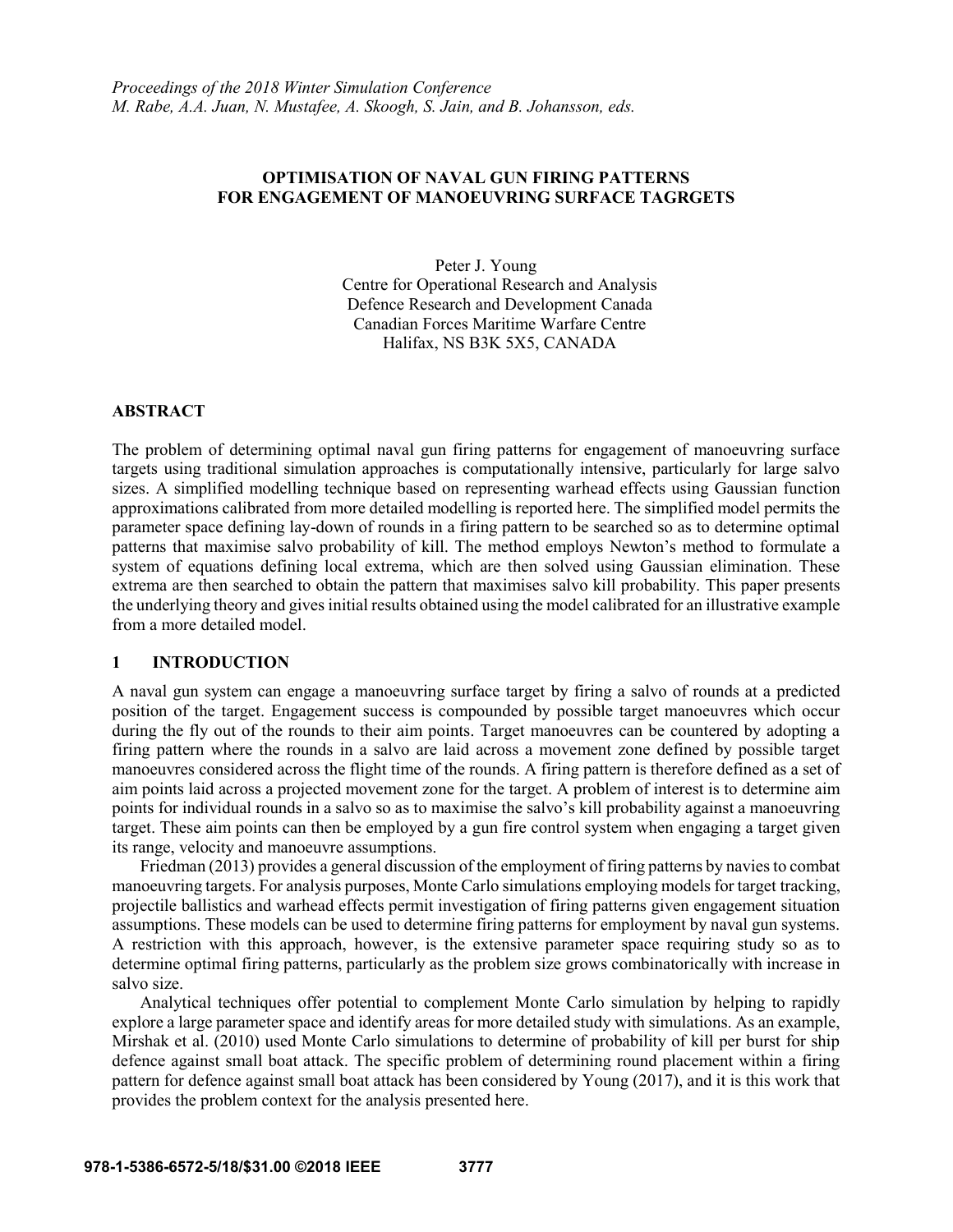*Proceedings of the 2018 Winter Simulation Conference*
*M. Rabe, A.A. Juan, N. Mustafee, A. Skoogh, S. Jain, and B. Johansson, eds.*

# OPTIMISATION OF NAVAL GUN FIRING PATTERNS FOR ENGAGEMENT OF MANOEUVRING SURFACE TAGRGETS

Peter J. Young
Centre for Operational Research and Analysis
Defence Research and Development Canada
Canadian Forces Maritime Warfare Centre
Halifax, NS B3K 5X5, CANADA

## ABSTRACT

The problem of determining optimal naval gun firing patterns for engagement of manoeuvring surface targets using traditional simulation approaches is computationally intensive, particularly for large salvo sizes. A simplified modelling technique based on representing warhead effects using Gaussian function approximations calibrated from more detailed modelling is reported here. The simplified model permits the parameter space defining lay-down of rounds in a firing pattern to be searched so as to determine optimal patterns that maximise salvo probability of kill. The method employs Newton's method to formulate a system of equations defining local extrema, which are then solved using Gaussian elimination. These extrema are then searched to obtain the pattern that maximises salvo kill probability. This paper presents the underlying theory and gives initial results obtained using the model calibrated for an illustrative example from a more detailed model.

## 1 INTRODUCTION

A naval gun system can engage a manoeuvring surface target by firing a salvo of rounds at a predicted position of the target. Engagement success is compounded by possible target manoeuvres which occur during the fly out of the rounds to their aim points. Target manoeuvres can be countered by adopting a firing pattern where the rounds in a salvo are laid across a movement zone defined by possible target manoeuvres considered across the flight time of the rounds. A firing pattern is therefore defined as a set of aim points laid across a projected movement zone for the target. A problem of interest is to determine aim points for individual rounds in a salvo so as to maximise the salvo's kill probability against a manoeuvring target. These aim points can then be employed by a gun fire control system when engaging a target given its range, velocity and manoeuvre assumptions.

Friedman (2013) provides a general discussion of the employment of firing patterns by navies to combat manoeuvring targets. For analysis purposes, Monte Carlo simulations employing models for target tracking, projectile ballistics and warhead effects permit investigation of firing patterns given engagement situation assumptions. These models can be used to determine firing patterns for employment by naval gun systems. A restriction with this approach, however, is the extensive parameter space requiring study so as to determine optimal firing patterns, particularly as the problem size grows combinatorically with increase in salvo size.

Analytical techniques offer potential to complement Monte Carlo simulation by helping to rapidly explore a large parameter space and identify areas for more detailed study with simulations. As an example, Mirshak et al. (2010) used Monte Carlo simulations to determine of probability of kill per burst for ship defence against small boat attack. The specific problem of determining round placement within a firing pattern for defence against small boat attack has been considered by Young (2017), and it is this work that provides the problem context for the analysis presented here.

978-1-5386-6572-5/18/$31.00 ©2018 IEEE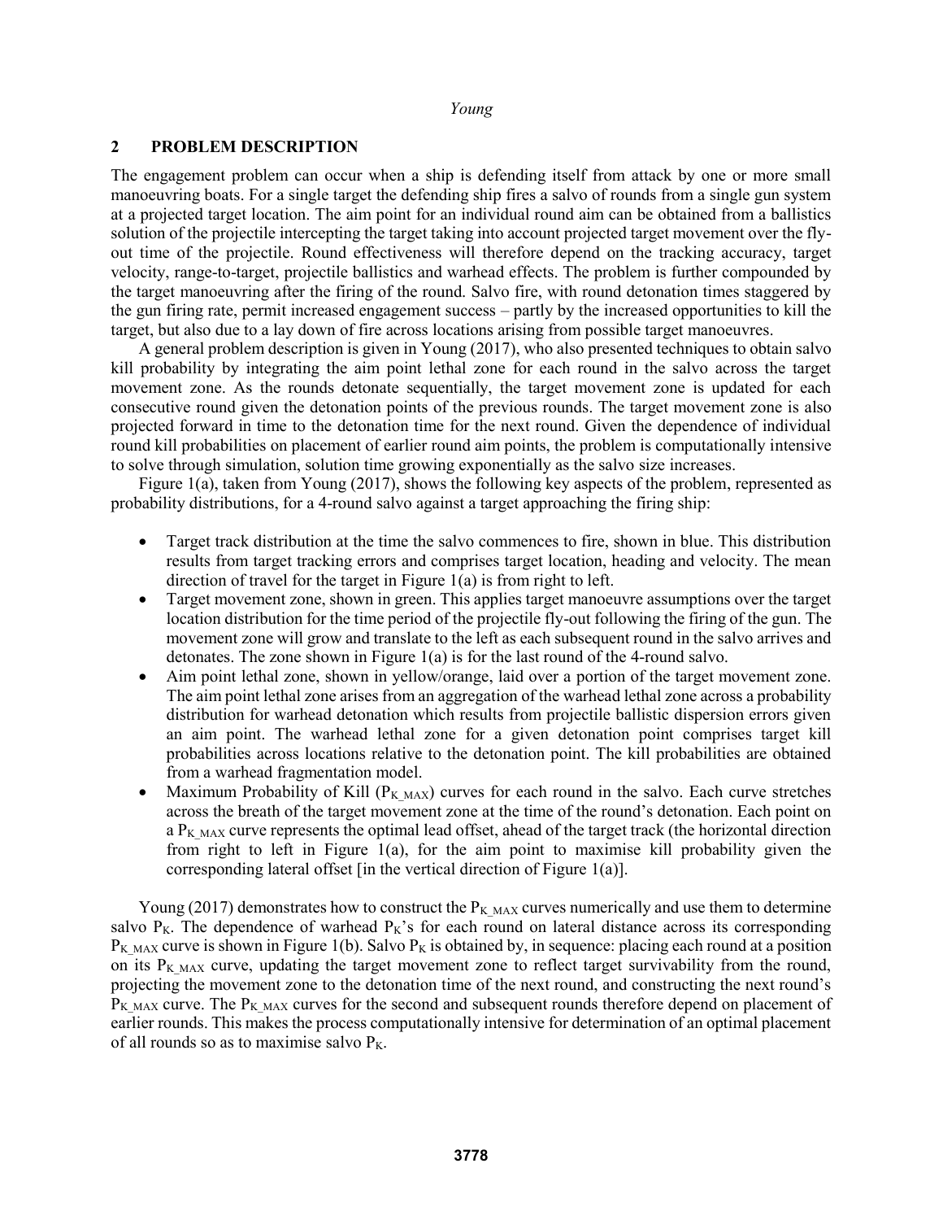## 2 PROBLEM DESCRIPTION

The engagement problem can occur when a ship is defending itself from attack by one or more small manoeuvring boats. For a single target the defending ship fires a salvo of rounds from a single gun system at a projected target location. The aim point for an individual round aim can be obtained from a ballistics solution of the projectile intercepting the target taking into account projected target movement over the fly-out time of the projectile. Round effectiveness will therefore depend on the tracking accuracy, target velocity, range-to-target, projectile ballistics and warhead effects. The problem is further compounded by the target manoeuvring after the firing of the round. Salvo fire, with round detonation times staggered by the gun firing rate, permit increased engagement success – partly by the increased opportunities to kill the target, but also due to a lay down of fire across locations arising from possible target manoeuvres.

A general problem description is given in Young (2017), who also presented techniques to obtain salvo kill probability by integrating the aim point lethal zone for each round in the salvo across the target movement zone. As the rounds detonate sequentially, the target movement zone is updated for each consecutive round given the detonation points of the previous rounds. The target movement zone is also projected forward in time to the detonation time for the next round. Given the dependence of individual round kill probabilities on placement of earlier round aim points, the problem is computationally intensive to solve through simulation, solution time growing exponentially as the salvo size increases.

Figure 1(a), taken from Young (2017), shows the following key aspects of the problem, represented as probability distributions, for a 4-round salvo against a target approaching the firing ship:

- Target track distribution at the time the salvo commences to fire, shown in blue. This distribution results from target tracking errors and comprises target location, heading and velocity. The mean direction of travel for the target in Figure 1(a) is from right to left.
- Target movement zone, shown in green. This applies target manoeuvre assumptions over the target location distribution for the time period of the projectile fly-out following the firing of the gun. The movement zone will grow and translate to the left as each subsequent round in the salvo arrives and detonates. The zone shown in Figure 1(a) is for the last round of the 4-round salvo.
- Aim point lethal zone, shown in yellow/orange, laid over a portion of the target movement zone. The aim point lethal zone arises from an aggregation of the warhead lethal zone across a probability distribution for warhead detonation which results from projectile ballistic dispersion errors given an aim point. The warhead lethal zone for a given detonation point comprises target kill probabilities across locations relative to the detonation point. The kill probabilities are obtained from a warhead fragmentation model.
- Maximum Probability of Kill ($P_{K\_MAX}$) curves for each round in the salvo. Each curve stretches across the breath of the target movement zone at the time of the round's detonation. Each point on a $P_{K\_MAX}$ curve represents the optimal lead offset, ahead of the target track (the horizontal direction from right to left in Figure 1(a), for the aim point to maximise kill probability given the corresponding lateral offset [in the vertical direction of Figure 1(a)].

Young (2017) demonstrates how to construct the $P_{K\_MAX}$ curves numerically and use them to determine salvo $P_K$. The dependence of warhead $P_K$'s for each round on lateral distance across its corresponding $P_{K\_MAX}$ curve is shown in Figure 1(b). Salvo $P_K$ is obtained by, in sequence: placing each round at a position on its $P_{K\_MAX}$ curve, updating the target movement zone to reflect target survivability from the round, projecting the movement zone to the detonation time of the next round, and constructing the next round's $P_{K\_MAX}$ curve. The $P_{K\_MAX}$ curves for the second and subsequent rounds therefore depend on placement of earlier rounds. This makes the process computationally intensive for determination of an optimal placement of all rounds so as to maximise salvo $P_K$.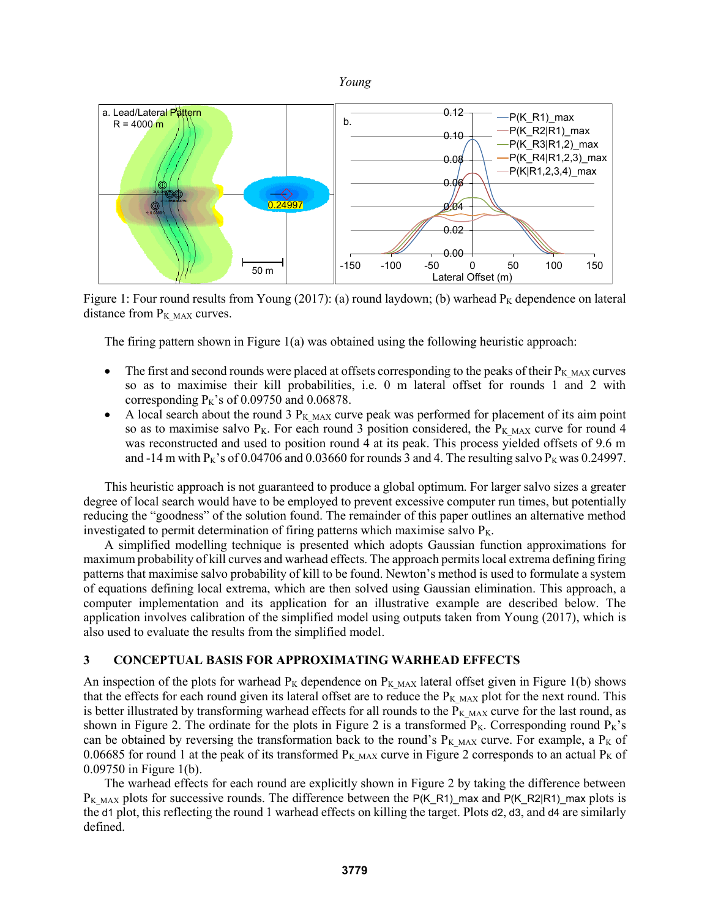Figure 1: Four round results from Young (2017): (a) round laydown; (b) warhead $P_K$ dependence on lateral distance from $P_{K\_MAX}$ curves.

The firing pattern shown in Figure 1(a) was obtained using the following heuristic approach:

- The first and second rounds were placed at offsets corresponding to the peaks of their $P_{K\_MAX}$ curves so as to maximise their kill probabilities, i.e. 0 m lateral offset for rounds 1 and 2 with corresponding $P_K$'s of 0.09750 and 0.06878.
- A local search about the round 3 $P_{K\_MAX}$ curve peak was performed for placement of its aim point so as to maximise salvo $P_K$. For each round 3 position considered, the $P_{K\_MAX}$ curve for round 4 was reconstructed and used to position round 4 at its peak. This process yielded offsets of 9.6 m and -14 m with $P_K$'s of 0.04706 and 0.03660 for rounds 3 and 4. The resulting salvo $P_K$ was 0.24997.

This heuristic approach is not guaranteed to produce a global optimum. For larger salvo sizes a greater degree of local search would have to be employed to prevent excessive computer run times, but potentially reducing the "goodness" of the solution found. The remainder of this paper outlines an alternative method investigated to permit determination of firing patterns which maximise salvo $P_K$.

A simplified modelling technique is presented which adopts Gaussian function approximations for maximum probability of kill curves and warhead effects. The approach permits local extrema defining firing patterns that maximise salvo probability of kill to be found. Newton's method is used to formulate a system of equations defining local extrema, which are then solved using Gaussian elimination. This approach, a computer implementation and its application for an illustrative example are described below. The application involves calibration of the simplified model using outputs taken from Young (2017), which is also used to evaluate the results from the simplified model.

## 3 CONCEPTUAL BASIS FOR APPROXIMATING WARHEAD EFFECTS

An inspection of the plots for warhead $P_K$ dependence on $P_{K\_MAX}$ lateral offset given in Figure 1(b) shows that the effects for each round given its lateral offset are to reduce the $P_{K\_MAX}$ plot for the next round. This is better illustrated by transforming warhead effects for all rounds to the $P_{K\_MAX}$ curve for the last round, as shown in Figure 2. The ordinate for the plots in Figure 2 is a transformed $P_K$. Corresponding round $P_K$'s can be obtained by reversing the transformation back to the round's $P_{K\_MAX}$ curve. For example, a $P_K$ of 0.06685 for round 1 at the peak of its transformed $P_{K\_MAX}$ curve in Figure 2 corresponds to an actual $P_K$ of 0.09750 in Figure 1(b).

The warhead effects for each round are explicitly shown in Figure 2 by taking the difference between $P_{K\_MAX}$ plots for successive rounds. The difference between the P(K_R1)_max and P(K_R2|R1)_max plots is the d1 plot, this reflecting the round 1 warhead effects on killing the target. Plots d2, d3, and d4 are similarly defined.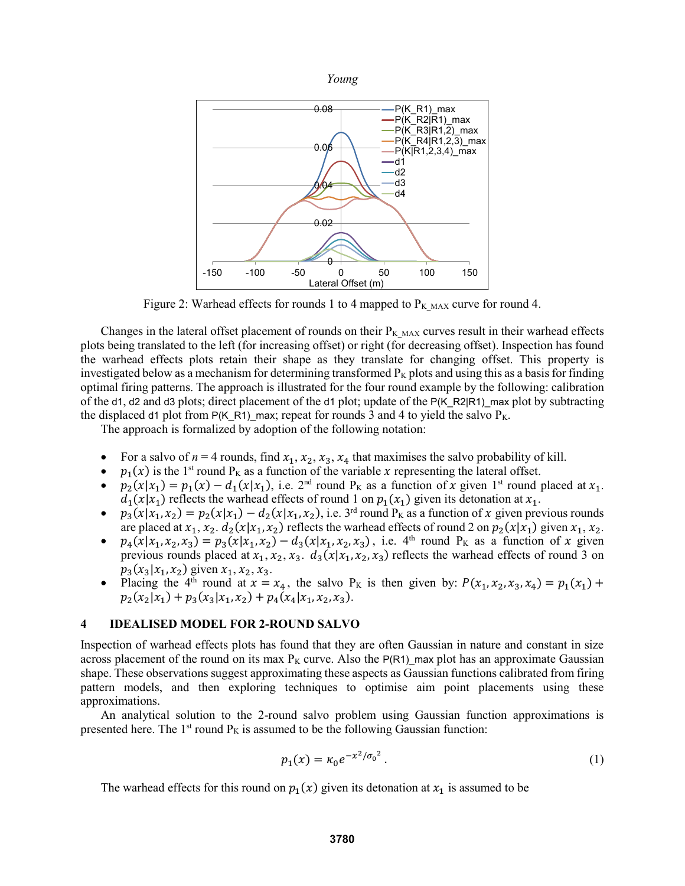Figure 2: Warhead effects for rounds 1 to 4 mapped to $P_{K\_MAX}$ curve for round 4.

Changes in the lateral offset placement of rounds on their $P_{K\_MAX}$ curves result in their warhead effects plots being translated to the left (for increasing offset) or right (for decreasing offset). Inspection has found the warhead effects plots retain their shape as they translate for changing offset. This property is investigated below as a mechanism for determining transformed $P_K$ plots and using this as a basis for finding optimal firing patterns. The approach is illustrated for the four round example by the following: calibration of the d1, d2 and d3 plots; direct placement of the d1 plot; update of the P(K_R2|R1)_max plot by subtracting the displaced d1 plot from P(K_R1)_max; repeat for rounds 3 and 4 to yield the salvo $P_K$.

The approach is formalized by adoption of the following notation:

- For a salvo of $n = 4$ rounds, find $x_1, x_2, x_3, x_4$ that maximises the salvo probability of kill.
- $p_1(x)$ is the 1st round $P_K$ as a function of the variable $x$ representing the lateral offset.
- $p_2(x|x_1) = p_1(x) - d_1(x|x_1)$, i.e. 2nd round $P_K$ as a function of $x$ given 1st round placed at $x_1$. $d_1(x|x_1)$ reflects the warhead effects of round 1 on $p_1(x_1)$ given its detonation at $x_1$.
- $p_3(x|x_1, x_2) = p_2(x|x_1) - d_2(x|x_1, x_2)$, i.e. 3rd round $P_K$ as a function of $x$ given previous rounds are placed at $x_1, x_2$. $d_2(x|x_1, x_2)$ reflects the warhead effects of round 2 on $p_2(x|x_1)$ given $x_1, x_2$.
- $p_4(x|x_1, x_2, x_3) = p_3(x|x_1, x_2) - d_3(x|x_1, x_2, x_3)$, i.e. 4th round $P_K$ as a function of $x$ given previous rounds placed at $x_1, x_2, x_3$. $d_3(x|x_1, x_2, x_3)$ reflects the warhead effects of round 3 on $p_3(x_3|x_1, x_2)$ given $x_1, x_2, x_3$.
- Placing the 4th round at $x = x_4$, the salvo $P_K$ is then given by: $P(x_1, x_2, x_3, x_4) = p_1(x_1) + p_2(x_2|x_1) + p_3(x_3|x_1, x_2) + p_4(x_4|x_1, x_2, x_3)$.

## 4 IDEALISED MODEL FOR 2-ROUND SALVO

Inspection of warhead effects plots has found that they are often Gaussian in nature and constant in size across placement of the round on its max $P_K$ curve. Also the P(R1)_max plot has an approximate Gaussian shape. These observations suggest approximating these aspects as Gaussian functions calibrated from firing pattern models, and then exploring techniques to optimise aim point placements using these approximations.

An analytical solution to the 2-round salvo problem using Gaussian function approximations is presented here. The 1st round $P_K$ is assumed to be the following Gaussian function:

$$p_1(x) = \kappa_0 e^{-x^2/\sigma_0{}^2}. \tag{1}$$

The warhead effects for this round on $p_1(x)$ given its detonation at $x_1$ is assumed to be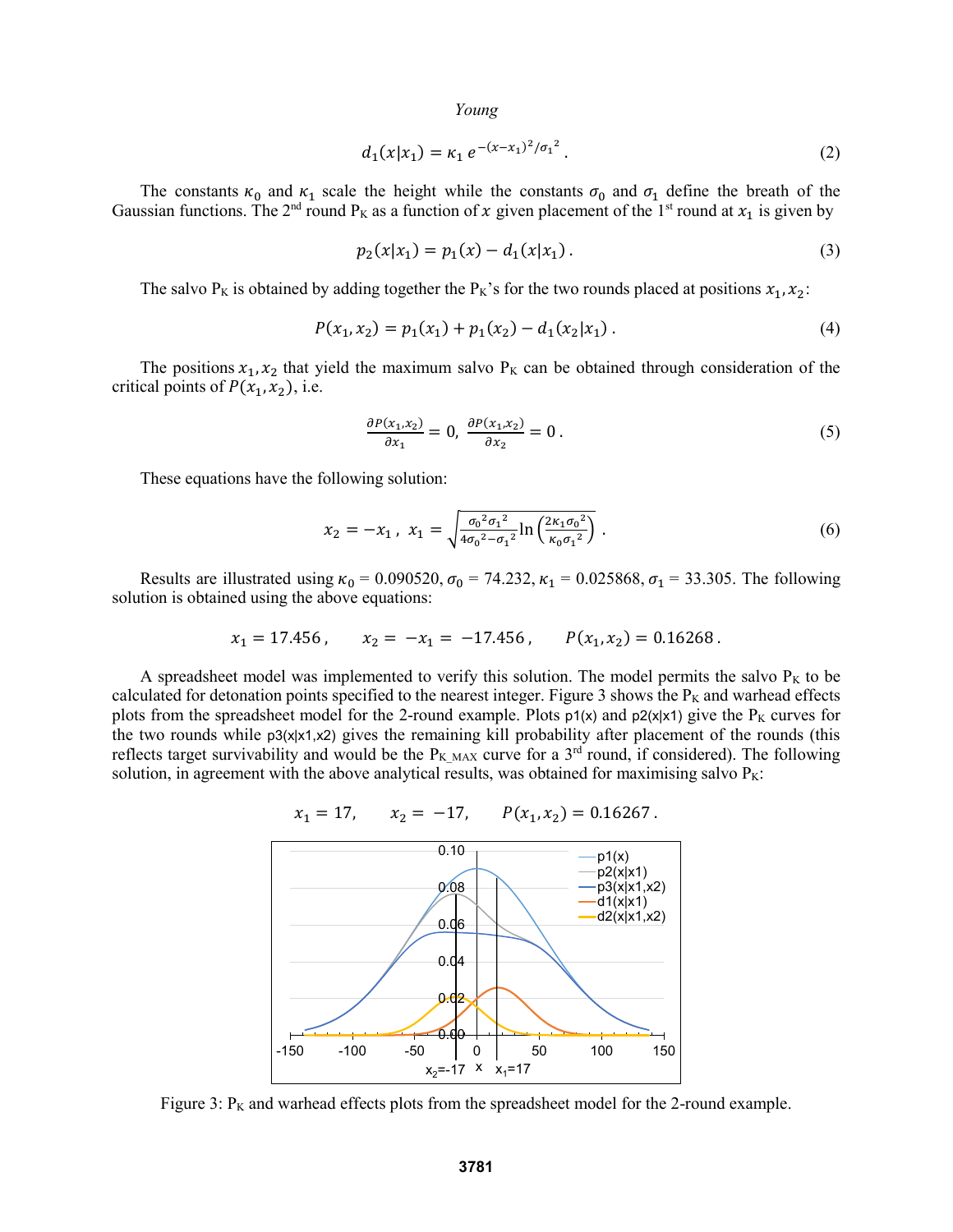$$d_1(x|x_1) = \kappa_1 \, e^{-(x-x_1)^2/\sigma_1^2} \, . \tag{2}$$

The constants $\kappa_0$ and $\kappa_1$ scale the height while the constants $\sigma_0$ and $\sigma_1$ define the breath of the Gaussian functions. The 2[nd] round $P_K$ as a function of $x$ given placement of the 1[st] round at $x_1$ is given by

$$p_2(x|x_1) = p_1(x) - d_1(x|x_1) \, . \tag{3}$$

The salvo $P_K$ is obtained by adding together the $P_K$'s for the two rounds placed at positions $x_1, x_2$:

$$P(x_1, x_2) = p_1(x_1) + p_1(x_2) - d_1(x_2|x_1) \, . \tag{4}$$

The positions $x_1, x_2$ that yield the maximum salvo $P_K$ can be obtained through consideration of the critical points of $P(x_1, x_2)$, i.e.

$$\frac{\partial P(x_1,x_2)}{\partial x_1} = 0, \; \frac{\partial P(x_1,x_2)}{\partial x_2} = 0 \, . \tag{5}$$

These equations have the following solution:

$$x_2 = -x_1 \, , \; x_1 = \sqrt{\frac{\sigma_0^{\,2}\sigma_1^{\,2}}{4\sigma_0^{\,2}-\sigma_1^{\,2}} \ln\left(\frac{2\kappa_1\sigma_0^{\,2}}{\kappa_0\sigma_1^{\,2}}\right)} \, . \tag{6}$$

Results are illustrated using $\kappa_0$ = 0.090520, $\sigma_0$ = 74.232, $\kappa_1$ = 0.025868, $\sigma_1$ = 33.305. The following solution is obtained using the above equations:

$$x_1 = 17.456 \, , \qquad x_2 = -x_1 = -17.456 \, , \qquad P(x_1, x_2) = 0.16268 \, .$$

A spreadsheet model was implemented to verify this solution. The model permits the salvo $P_K$ to be calculated for detonation points specified to the nearest integer. Figure 3 shows the $P_K$ and warhead effects plots from the spreadsheet model for the 2-round example. Plots p1(x) and p2(x|x1) give the $P_K$ curves for the two rounds while p3(x|x1,x2) gives the remaining kill probability after placement of the rounds (this reflects target survivability and would be the $P_{K\_MAX}$ curve for a 3[rd] round, if considered). The following solution, in agreement with the above analytical results, was obtained for maximising salvo $P_K$:

$$x_1 = 17, \qquad x_2 = -17, \qquad P(x_1, x_2) = 0.16267 \, .$$

Figure 3: $P_K$ and warhead effects plots from the spreadsheet model for the 2-round example.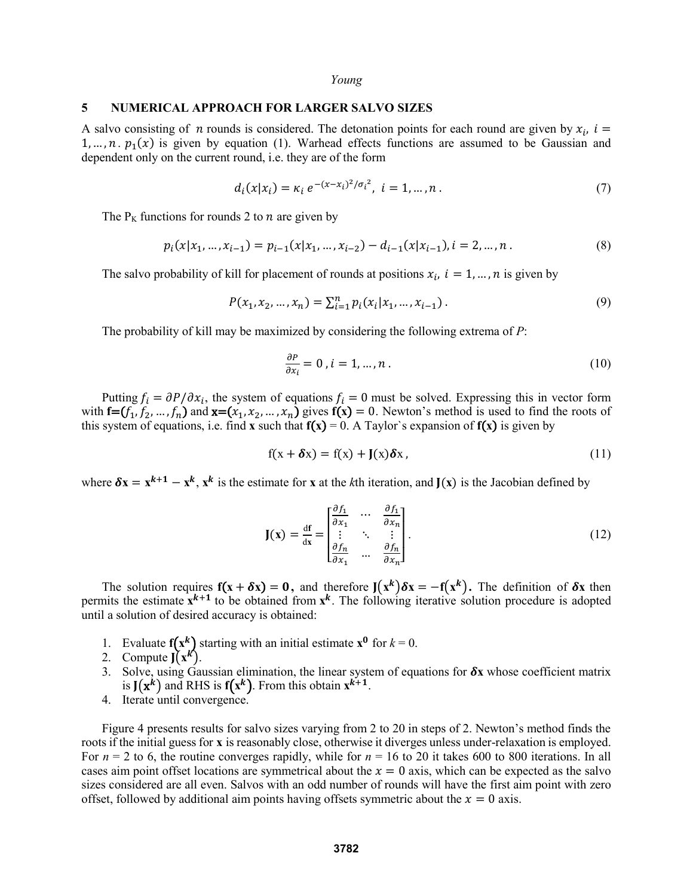## 5 NUMERICAL APPROACH FOR LARGER SALVO SIZES

A salvo consisting of $n$ rounds is considered. The detonation points for each round are given by $x_i$, $i = 1, \ldots, n$. $p_1(x)$ is given by equation (1). Warhead effects functions are assumed to be Gaussian and dependent only on the current round, i.e. they are of the form

$$d_i(x|x_i) = \kappa_i \, e^{-(x-x_i)^2/\sigma_i^2}, \; i = 1, \ldots, n \, . \tag{7}$$

The $P_K$ functions for rounds 2 to $n$ are given by

$$p_i(x|x_1, \ldots, x_{i-1}) = p_{i-1}(x|x_1, \ldots, x_{i-2}) - d_{i-1}(x|x_{i-1}), i = 2, \ldots, n \, . \tag{8}$$

The salvo probability of kill for placement of rounds at positions $x_i$, $i = 1, \ldots, n$ is given by

$$P(x_1, x_2, \ldots, x_n) = \textstyle\sum_{i=1}^{n} p_i(x_i|x_1, \ldots, x_{i-1}) \, . \tag{9}$$

The probability of kill may be maximized by considering the following extrema of $P$:

$$\frac{\partial P}{\partial x_i} = 0 \, , i = 1, \ldots, n \, . \tag{10}$$

Putting $f_i = \partial P / \partial x_i$, the system of equations $f_i = 0$ must be solved. Expressing this in vector form with $\mathbf{f}=(f_1, f_2, \ldots, f_n)$ and $\mathbf{x}=(x_1, x_2, \ldots, x_n)$ gives $\mathbf{f(x)} = 0$. Newton's method is used to find the roots of this system of equations, i.e. find **x** such that $\mathbf{f(x)} = 0$. A Taylor`s expansion of $\mathbf{f(x)}$ is given by

$$\mathrm{f}(\mathrm{x} + \boldsymbol{\delta}\mathrm{x}) = \mathrm{f}(\mathrm{x}) + \mathbf{J}(\mathrm{x})\boldsymbol{\delta}\mathrm{x} \, , \tag{11}$$

where $\boldsymbol{\delta}\mathbf{x} = \mathbf{x}^{\mathbf{k+1}} - \mathbf{x}^{\mathbf{k}}$, $\mathbf{x}^{\mathbf{k}}$ is the estimate for **x** at the $k$th iteration, and $\mathbf{J}(\mathbf{x})$ is the Jacobian defined by

$$\mathbf{J}(\mathbf{x}) = \frac{\mathrm{d}\mathbf{f}}{\mathrm{d}\mathbf{x}} = \begin{bmatrix} \frac{\partial f_1}{\partial x_1} & \cdots & \frac{\partial f_1}{\partial x_n} \\ \vdots & \ddots & \vdots \\ \frac{\partial f_n}{\partial x_1} & \cdots & \frac{\partial f_n}{\partial x_n} \end{bmatrix} . \tag{12}$$

The solution requires $\mathbf{f(x + \boldsymbol{\delta}x) = 0}$, and therefore $\mathbf{J}(\mathbf{x}^{k})\boldsymbol{\delta}\mathbf{x} = -\mathbf{f}(\mathbf{x}^{k})$. The definition of $\boldsymbol{\delta}\mathbf{x}$ then permits the estimate $\mathbf{x}^{\mathbf{k+1}}$ to be obtained from $\mathbf{x}^{\mathbf{k}}$. The following iterative solution procedure is adopted until a solution of desired accuracy is obtained:

1. Evaluate $\mathbf{f}(\mathbf{x}^{k})$ starting with an initial estimate $\mathbf{x}^{\mathbf{0}}$ for $k = 0$.
2. Compute $\mathbf{J}(\mathbf{x}^{k})$.
3. Solve, using Gaussian elimination, the linear system of equations for $\boldsymbol{\delta}\mathbf{x}$ whose coefficient matrix is $\mathbf{J}(\mathbf{x}^{k})$ and RHS is $\mathbf{f}(\mathbf{x}^{k})$. From this obtain $\mathbf{x}^{\mathbf{k+1}}$.
4. Iterate until convergence.

Figure 4 presents results for salvo sizes varying from 2 to 20 in steps of 2. Newton's method finds the roots if the initial guess for **x** is reasonably close, otherwise it diverges unless under-relaxation is employed. For $n$ = 2 to 6, the routine converges rapidly, while for $n$ = 16 to 20 it takes 600 to 800 iterations. In all cases aim point offset locations are symmetrical about the $x = 0$ axis, which can be expected as the salvo sizes considered are all even. Salvos with an odd number of rounds will have the first aim point with zero offset, followed by additional aim points having offsets symmetric about the $x = 0$ axis.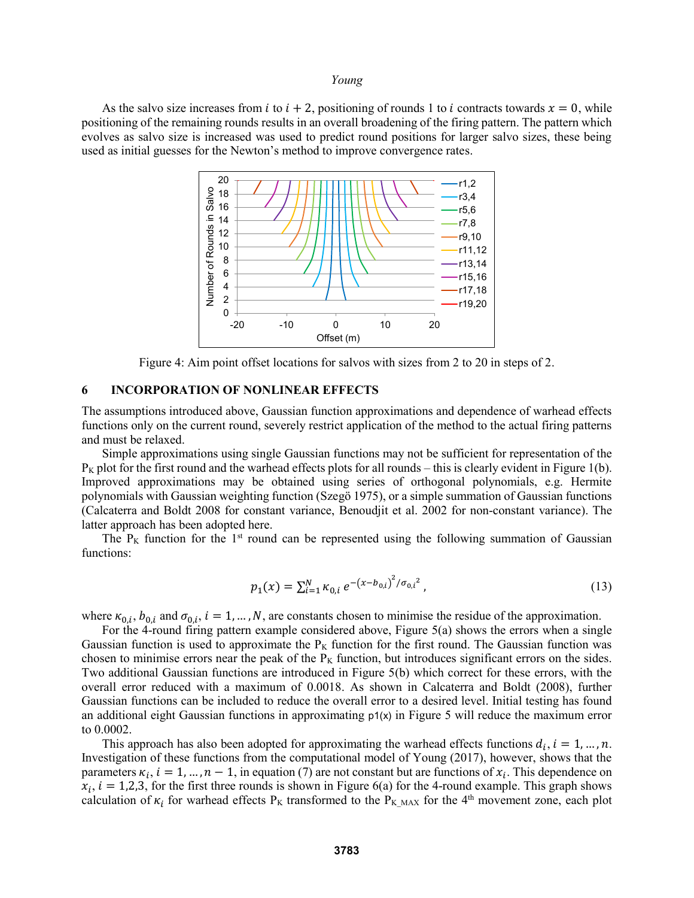As the salvo size increases from $i$ to $i + 2$, positioning of rounds 1 to $i$ contracts towards $x = 0$, while positioning of the remaining rounds results in an overall broadening of the firing pattern. The pattern which evolves as salvo size is increased was used to predict round positions for larger salvo sizes, these being used as initial guesses for the Newton's method to improve convergence rates.

Figure 4: Aim point offset locations for salvos with sizes from 2 to 20 in steps of 2.

## 6 INCORPORATION OF NONLINEAR EFFECTS

The assumptions introduced above, Gaussian function approximations and dependence of warhead effects functions only on the current round, severely restrict application of the method to the actual firing patterns and must be relaxed.

Simple approximations using single Gaussian functions may not be sufficient for representation of the $P_K$ plot for the first round and the warhead effects plots for all rounds – this is clearly evident in Figure 1(b). Improved approximations may be obtained using series of orthogonal polynomials, e.g. Hermite polynomials with Gaussian weighting function (Szegö 1975), or a simple summation of Gaussian functions (Calcaterra and Boldt 2008 for constant variance, Benoudjit et al. 2002 for non-constant variance). The latter approach has been adopted here.

The $P_K$ function for the 1st round can be represented using the following summation of Gaussian functions:

$$p_1(x) = \sum_{i=1}^{N} \kappa_{0,i}\, e^{-\left(x-b_{0,i}\right)^2/\sigma_{0,i}^{\;2}}, \tag{13}$$

where $\kappa_{0,i}$, $b_{0,i}$ and $\sigma_{0,i}$, $i = 1, \dots, N$, are constants chosen to minimise the residue of the approximation.

For the 4-round firing pattern example considered above, Figure 5(a) shows the errors when a single Gaussian function is used to approximate the $P_K$ function for the first round. The Gaussian function was chosen to minimise errors near the peak of the $P_K$ function, but introduces significant errors on the sides. Two additional Gaussian functions are introduced in Figure 5(b) which correct for these errors, with the overall error reduced with a maximum of 0.0018. As shown in Calcaterra and Boldt (2008), further Gaussian functions can be included to reduce the overall error to a desired level. Initial testing has found an additional eight Gaussian functions in approximating p1(x) in Figure 5 will reduce the maximum error to 0.0002.

This approach has also been adopted for approximating the warhead effects functions $d_i$, $i = 1, \dots, n$. Investigation of these functions from the computational model of Young (2017), however, shows that the parameters $\kappa_i$, $i = 1, \dots, n-1$, in equation (7) are not constant but are functions of $x_i$. This dependence on $x_i$, $i = 1,2,3$, for the first three rounds is shown in Figure 6(a) for the 4-round example. This graph shows calculation of $\kappa_i$ for warhead effects $P_K$ transformed to the $P_{K\_MAX}$ for the 4th movement zone, each plot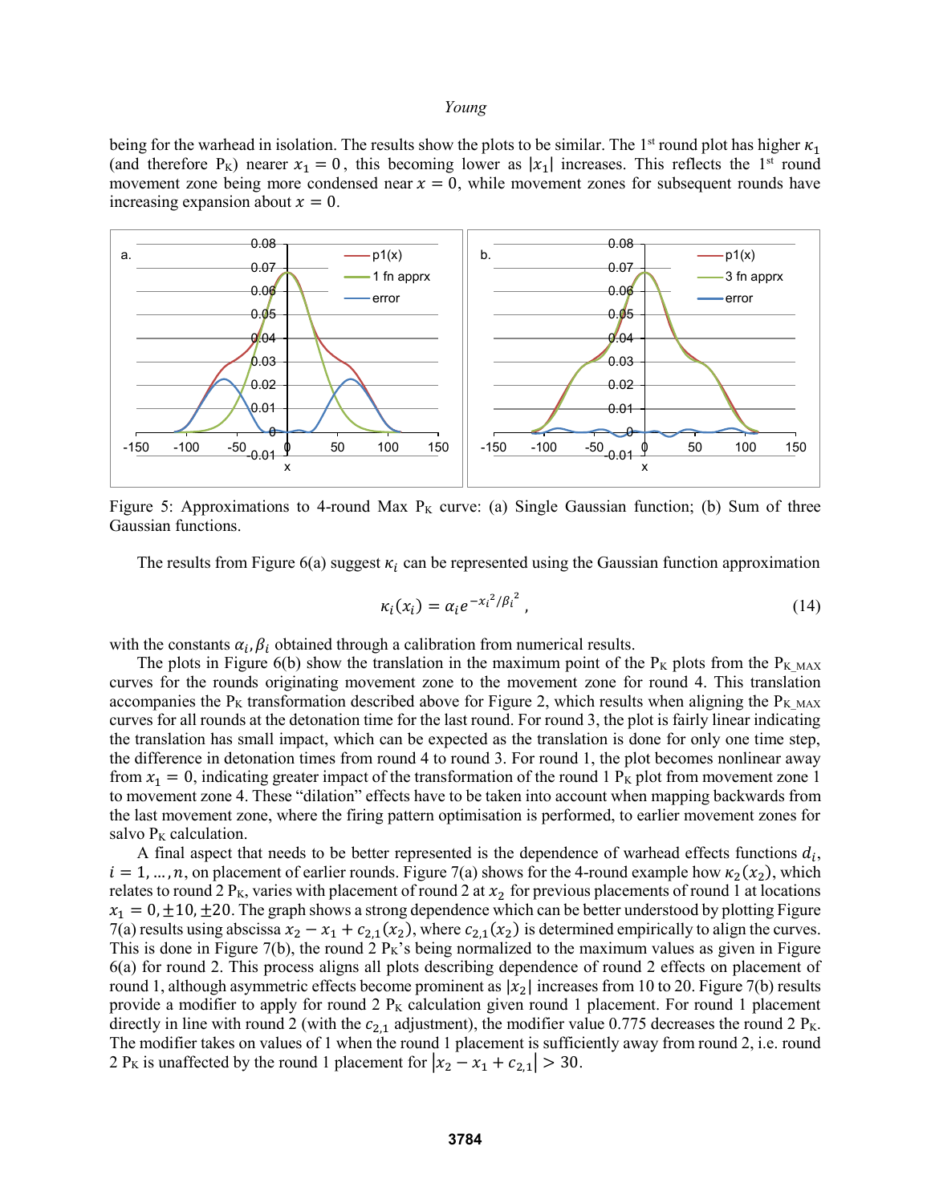being for the warhead in isolation. The results show the plots to be similar. The 1st round plot has higher $\kappa_1$ (and therefore $P_K$) nearer $x_1 = 0$, this becoming lower as $|x_1|$ increases. This reflects the 1st round movement zone being more condensed near $x = 0$, while movement zones for subsequent rounds have increasing expansion about $x = 0$.

Figure 5: Approximations to 4-round Max $P_K$ curve: (a) Single Gaussian function; (b) Sum of three Gaussian functions.

The results from Figure 6(a) suggest $\kappa_i$ can be represented using the Gaussian function approximation

$$\kappa_i(x_i) = \alpha_i e^{-x_i^2/\beta_i^2} , \tag{14}$$

with the constants $\alpha_i, \beta_i$ obtained through a calibration from numerical results.

The plots in Figure 6(b) show the translation in the maximum point of the $P_K$ plots from the $P_{K\_MAX}$ curves for the rounds originating movement zone to the movement zone for round 4. This translation accompanies the $P_K$ transformation described above for Figure 2, which results when aligning the $P_{K\_MAX}$ curves for all rounds at the detonation time for the last round. For round 3, the plot is fairly linear indicating the translation has small impact, which can be expected as the translation is done for only one time step, the difference in detonation times from round 4 to round 3. For round 1, the plot becomes nonlinear away from $x_1 = 0$, indicating greater impact of the transformation of the round 1 $P_K$ plot from movement zone 1 to movement zone 4. These "dilation" effects have to be taken into account when mapping backwards from the last movement zone, where the firing pattern optimisation is performed, to earlier movement zones for salvo $P_K$ calculation.

A final aspect that needs to be better represented is the dependence of warhead effects functions $d_i$, $i = 1, \ldots, n$, on placement of earlier rounds. Figure 7(a) shows for the 4-round example how $\kappa_2(x_2)$, which relates to round 2 $P_K$, varies with placement of round 2 at $x_2$ for previous placements of round 1 at locations $x_1 = 0, \pm 10, \pm 20$. The graph shows a strong dependence which can be better understood by plotting Figure 7(a) results using abscissa $x_2 - x_1 + c_{2,1}(x_2)$, where $c_{2,1}(x_2)$ is determined empirically to align the curves. This is done in Figure 7(b), the round 2 $P_K$'s being normalized to the maximum values as given in Figure 6(a) for round 2. This process aligns all plots describing dependence of round 2 effects on placement of round 1, although asymmetric effects become prominent as $|x_2|$ increases from 10 to 20. Figure 7(b) results provide a modifier to apply for round 2 $P_K$ calculation given round 1 placement. For round 1 placement directly in line with round 2 (with the $c_{2,1}$ adjustment), the modifier value 0.775 decreases the round 2 $P_K$. The modifier takes on values of 1 when the round 1 placement is sufficiently away from round 2, i.e. round 2 $P_K$ is unaffected by the round 1 placement for $|x_2 - x_1 + c_{2,1}| > 30$.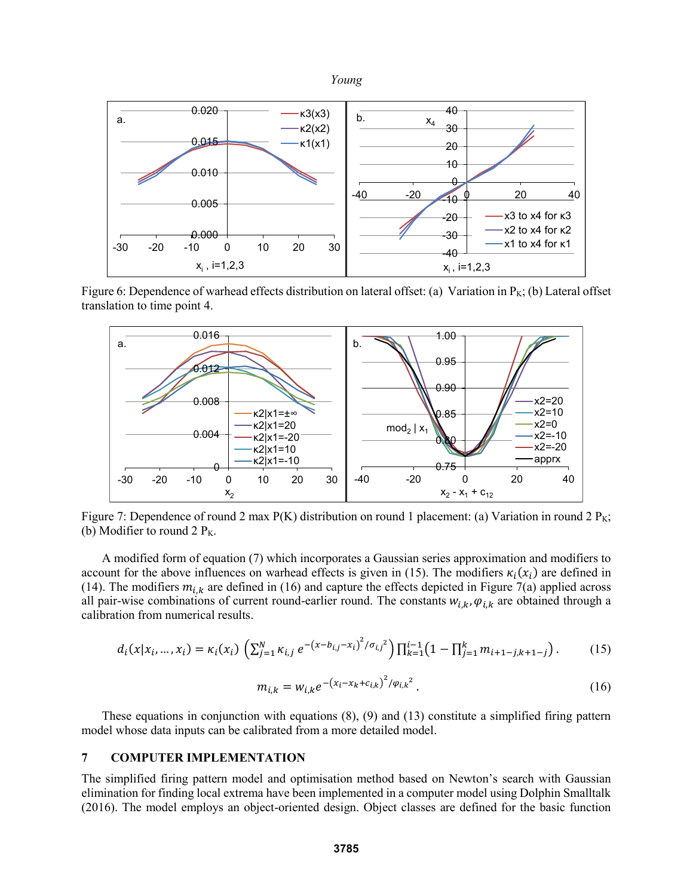Figure 6: Dependence of warhead effects distribution on lateral offset: (a) Variation in $P_K$; (b) Lateral offset translation to time point 4.

Figure 7: Dependence of round 2 max P(K) distribution on round 1 placement: (a) Variation in round 2 $P_K$; (b) Modifier to round 2 $P_K$.

A modified form of equation (7) which incorporates a Gaussian series approximation and modifiers to account for the above influences on warhead effects is given in (15). The modifiers $\kappa_i(x_i)$ are defined in (14). The modifiers $m_{i,k}$ are defined in (16) and capture the effects depicted in Figure 7(a) applied across all pair-wise combinations of current round-earlier round. The constants $w_{i,k}, \varphi_{i,k}$ are obtained through a calibration from numerical results.

$$d_i(x|x_i, \ldots, x_i) = \kappa_i(x_i)\left(\sum_{j=1}^{N} \kappa_{i,j}\, e^{-\left(x-b_{i,j}-x_i\right)^2/\sigma_{i,j}^2}\right) \prod_{k=1}^{i-1}\left(1 - \prod_{j=1}^{k} m_{i+1-j,k+1-j}\right). \tag{15}$$

$$m_{i,k} = w_{i,k} e^{-\left(x_i - x_k + c_{i,k}\right)^2/\varphi_{i,k}^2}. \tag{16}$$

These equations in conjunction with equations (8), (9) and (13) constitute a simplified firing pattern model whose data inputs can be calibrated from a more detailed model.

## 7 COMPUTER IMPLEMENTATION

The simplified firing pattern model and optimisation method based on Newton's search with Gaussian elimination for finding local extrema have been implemented in a computer model using Dolphin Smalltalk (2016). The model employs an object-oriented design. Object classes are defined for the basic function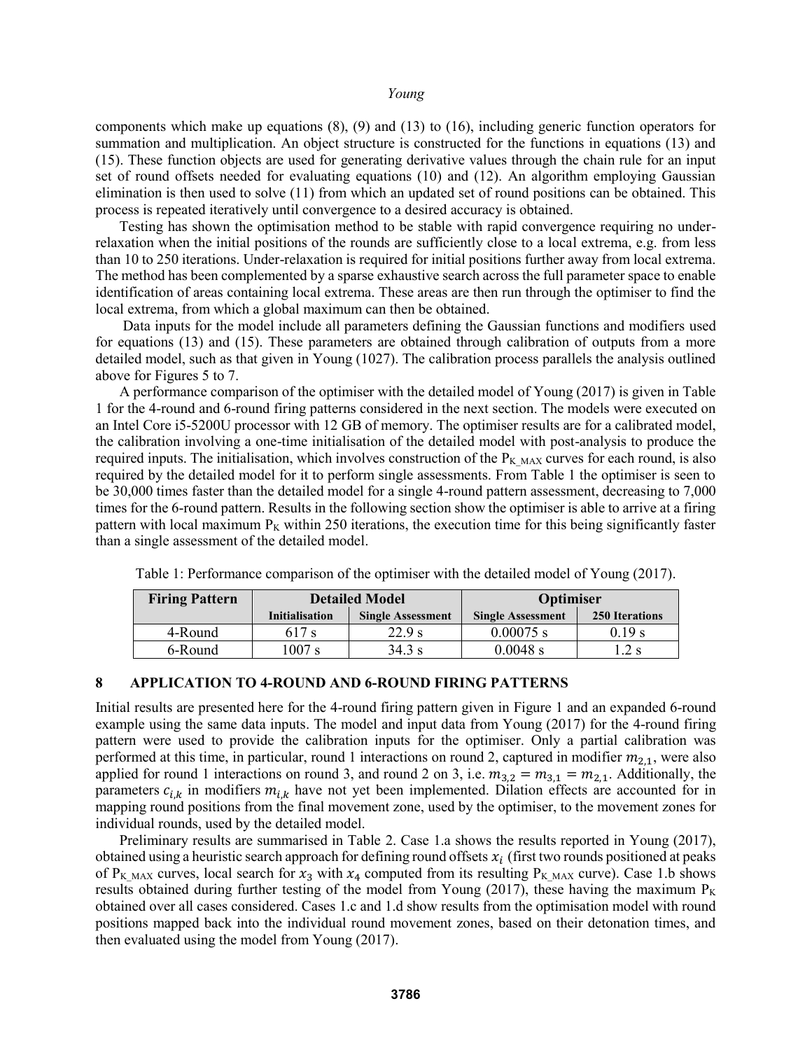components which make up equations (8), (9) and (13) to (16), including generic function operators for summation and multiplication. An object structure is constructed for the functions in equations (13) and (15). These function objects are used for generating derivative values through the chain rule for an input set of round offsets needed for evaluating equations (10) and (12). An algorithm employing Gaussian elimination is then used to solve (11) from which an updated set of round positions can be obtained. This process is repeated iteratively until convergence to a desired accuracy is obtained.

Testing has shown the optimisation method to be stable with rapid convergence requiring no under-relaxation when the initial positions of the rounds are sufficiently close to a local extrema, e.g. from less than 10 to 250 iterations. Under-relaxation is required for initial positions further away from local extrema. The method has been complemented by a sparse exhaustive search across the full parameter space to enable identification of areas containing local extrema. These areas are then run through the optimiser to find the local extrema, from which a global maximum can then be obtained.

Data inputs for the model include all parameters defining the Gaussian functions and modifiers used for equations (13) and (15). These parameters are obtained through calibration of outputs from a more detailed model, such as that given in Young (1027). The calibration process parallels the analysis outlined above for Figures 5 to 7.

A performance comparison of the optimiser with the detailed model of Young (2017) is given in Table 1 for the 4-round and 6-round firing patterns considered in the next section. The models were executed on an Intel Core i5-5200U processor with 12 GB of memory. The optimiser results are for a calibrated model, the calibration involving a one-time initialisation of the detailed model with post-analysis to produce the required inputs. The initialisation, which involves construction of the $P_{K\_MAX}$ curves for each round, is also required by the detailed model for it to perform single assessments. From Table 1 the optimiser is seen to be 30,000 times faster than the detailed model for a single 4-round pattern assessment, decreasing to 7,000 times for the 6-round pattern. Results in the following section show the optimiser is able to arrive at a firing pattern with local maximum $P_K$ within 250 iterations, the execution time for this being significantly faster than a single assessment of the detailed model.

Table 1: Performance comparison of the optimiser with the detailed model of Young (2017).

| Firing Pattern | Detailed Model | | Optimiser | |
|---|---|---|---|---|
| | Initialisation | Single Assessment | Single Assessment | 250 Iterations |
| 4-Round | 617 s | 22.9 s | 0.00075 s | 0.19 s |
| 6-Round | 1007 s | 34.3 s | 0.0048 s | 1.2 s |

## 8 APPLICATION TO 4-ROUND AND 6-ROUND FIRING PATTERNS

Initial results are presented here for the 4-round firing pattern given in Figure 1 and an expanded 6-round example using the same data inputs. The model and input data from Young (2017) for the 4-round firing pattern were used to provide the calibration inputs for the optimiser. Only a partial calibration was performed at this time, in particular, round 1 interactions on round 2, captured in modifier $m_{2,1}$, were also applied for round 1 interactions on round 3, and round 2 on 3, i.e. $m_{3,2} = m_{3,1} = m_{2,1}$. Additionally, the parameters $c_{i,k}$ in modifiers $m_{i,k}$ have not yet been implemented. Dilation effects are accounted for in mapping round positions from the final movement zone, used by the optimiser, to the movement zones for individual rounds, used by the detailed model.

Preliminary results are summarised in Table 2. Case 1.a shows the results reported in Young (2017), obtained using a heuristic search approach for defining round offsets $x_i$ (first two rounds positioned at peaks of $P_{K\_MAX}$ curves, local search for $x_3$ with $x_4$ computed from its resulting $P_{K\_MAX}$ curve). Case 1.b shows results obtained during further testing of the model from Young (2017), these having the maximum $P_K$ obtained over all cases considered. Cases 1.c and 1.d show results from the optimisation model with round positions mapped back into the individual round movement zones, based on their detonation times, and then evaluated using the model from Young (2017).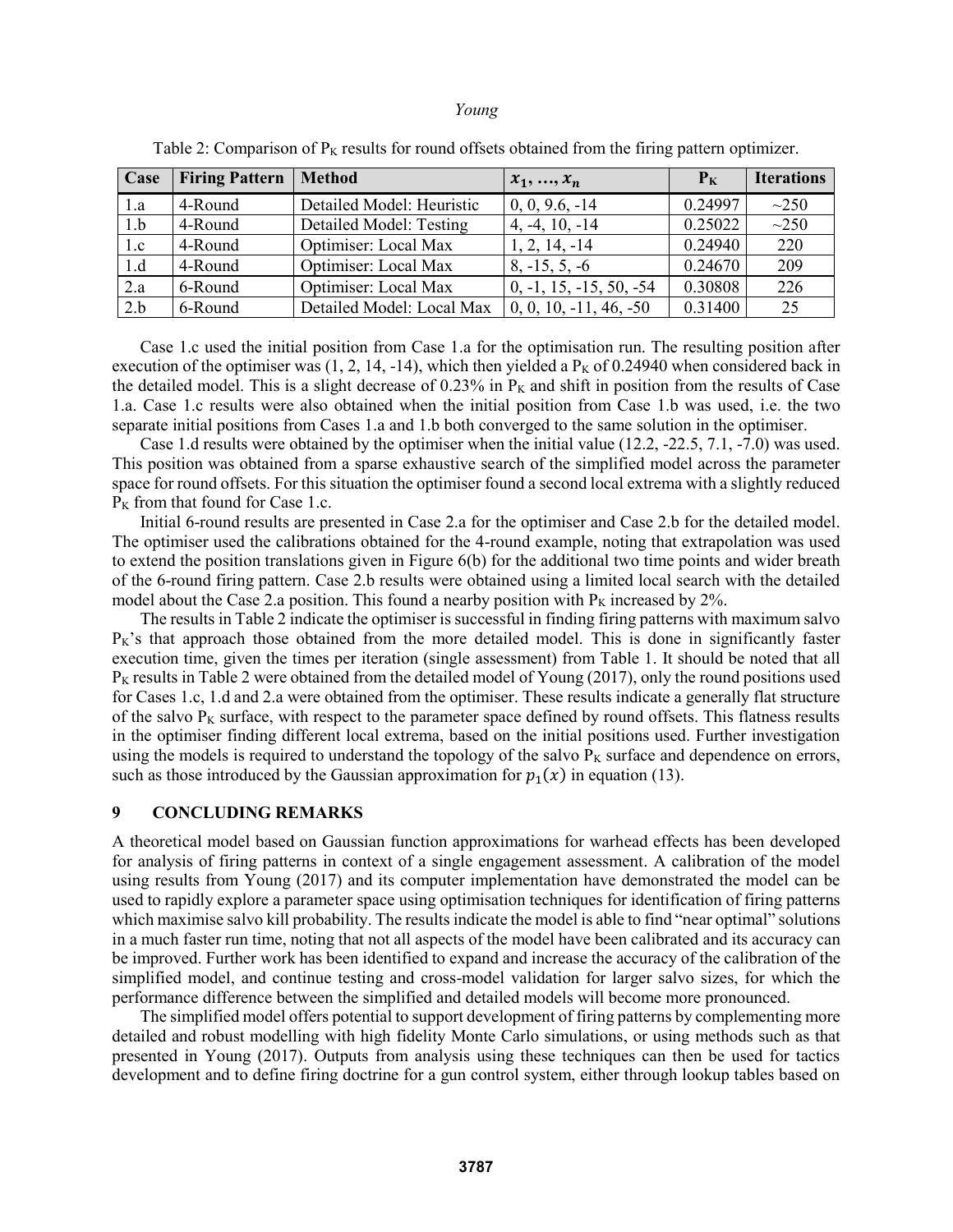Table 2: Comparison of $P_K$ results for round offsets obtained from the firing pattern optimizer.

| Case | Firing Pattern | Method | $x_1, \ldots, x_n$ | $P_K$ | Iterations |
|---|---|---|---|---|---|
| 1.a | 4-Round | Detailed Model: Heuristic | 0, 0, 9.6, -14 | 0.24997 | ~250 |
| 1.b | 4-Round | Detailed Model: Testing | 4, -4, 10, -14 | 0.25022 | ~250 |
| 1.c | 4-Round | Optimiser: Local Max | 1, 2, 14, -14 | 0.24940 | 220 |
| 1.d | 4-Round | Optimiser: Local Max | 8, -15, 5, -6 | 0.24670 | 209 |
| 2.a | 6-Round | Optimiser: Local Max | 0, -1, 15, -15, 50, -54 | 0.30808 | 226 |
| 2.b | 6-Round | Detailed Model: Local Max | 0, 0, 10, -11, 46, -50 | 0.31400 | 25 |

Case 1.c used the initial position from Case 1.a for the optimisation run. The resulting position after execution of the optimiser was (1, 2, 14, -14), which then yielded a $P_K$ of 0.24940 when considered back in the detailed model. This is a slight decrease of 0.23% in $P_K$ and shift in position from the results of Case 1.a. Case 1.c results were also obtained when the initial position from Case 1.b was used, i.e. the two separate initial positions from Cases 1.a and 1.b both converged to the same solution in the optimiser.

Case 1.d results were obtained by the optimiser when the initial value (12.2, -22.5, 7.1, -7.0) was used. This position was obtained from a sparse exhaustive search of the simplified model across the parameter space for round offsets. For this situation the optimiser found a second local extrema with a slightly reduced $P_K$ from that found for Case 1.c.

Initial 6-round results are presented in Case 2.a for the optimiser and Case 2.b for the detailed model. The optimiser used the calibrations obtained for the 4-round example, noting that extrapolation was used to extend the position translations given in Figure 6(b) for the additional two time points and wider breath of the 6-round firing pattern. Case 2.b results were obtained using a limited local search with the detailed model about the Case 2.a position. This found a nearby position with $P_K$ increased by 2%.

The results in Table 2 indicate the optimiser is successful in finding firing patterns with maximum salvo $P_K$'s that approach those obtained from the more detailed model. This is done in significantly faster execution time, given the times per iteration (single assessment) from Table 1. It should be noted that all $P_K$ results in Table 2 were obtained from the detailed model of Young (2017), only the round positions used for Cases 1.c, 1.d and 2.a were obtained from the optimiser. These results indicate a generally flat structure of the salvo $P_K$ surface, with respect to the parameter space defined by round offsets. This flatness results in the optimiser finding different local extrema, based on the initial positions used. Further investigation using the models is required to understand the topology of the salvo $P_K$ surface and dependence on errors, such as those introduced by the Gaussian approximation for $p_1(x)$ in equation (13).

## 9 CONCLUDING REMARKS

A theoretical model based on Gaussian function approximations for warhead effects has been developed for analysis of firing patterns in context of a single engagement assessment. A calibration of the model using results from Young (2017) and its computer implementation have demonstrated the model can be used to rapidly explore a parameter space using optimisation techniques for identification of firing patterns which maximise salvo kill probability. The results indicate the model is able to find "near optimal" solutions in a much faster run time, noting that not all aspects of the model have been calibrated and its accuracy can be improved. Further work has been identified to expand and increase the accuracy of the calibration of the simplified model, and continue testing and cross-model validation for larger salvo sizes, for which the performance difference between the simplified and detailed models will become more pronounced.

The simplified model offers potential to support development of firing patterns by complementing more detailed and robust modelling with high fidelity Monte Carlo simulations, or using methods such as that presented in Young (2017). Outputs from analysis using these techniques can then be used for tactics development and to define firing doctrine for a gun control system, either through lookup tables based on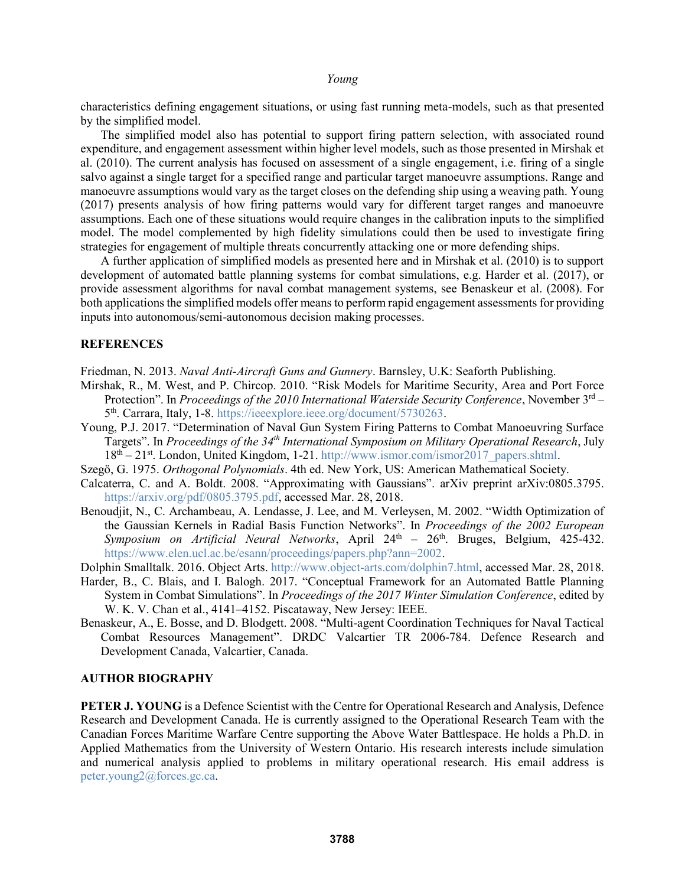characteristics defining engagement situations, or using fast running meta-models, such as that presented by the simplified model.

The simplified model also has potential to support firing pattern selection, with associated round expenditure, and engagement assessment within higher level models, such as those presented in Mirshak et al. (2010). The current analysis has focused on assessment of a single engagement, i.e. firing of a single salvo against a single target for a specified range and particular target manoeuvre assumptions. Range and manoeuvre assumptions would vary as the target closes on the defending ship using a weaving path. Young (2017) presents analysis of how firing patterns would vary for different target ranges and manoeuvre assumptions. Each one of these situations would require changes in the calibration inputs to the simplified model. The model complemented by high fidelity simulations could then be used to investigate firing strategies for engagement of multiple threats concurrently attacking one or more defending ships.

A further application of simplified models as presented here and in Mirshak et al. (2010) is to support development of automated battle planning systems for combat simulations, e.g. Harder et al. (2017), or provide assessment algorithms for naval combat management systems, see Benaskeur et al. (2008). For both applications the simplified models offer means to perform rapid engagement assessments for providing inputs into autonomous/semi-autonomous decision making processes.

## REFERENCES

Friedman, N. 2013. *Naval Anti-Aircraft Guns and Gunnery*. Barnsley, U.K: Seaforth Publishing.

Mirshak, R., M. West, and P. Chircop. 2010. "Risk Models for Maritime Security, Area and Port Force Protection". In *Proceedings of the 2010 International Waterside Security Conference*, November 3rd – 5th. Carrara, Italy, 1-8. https://ieeexplore.ieee.org/document/5730263.

Young, P.J. 2017. "Determination of Naval Gun System Firing Patterns to Combat Manoeuvring Surface Targets". In *Proceedings of the 34th International Symposium on Military Operational Research*, July 18th – 21st. London, United Kingdom, 1-21. http://www.ismor.com/ismor2017_papers.shtml.

Szegö, G. 1975. *Orthogonal Polynomials*. 4th ed. New York, US: American Mathematical Society.

Calcaterra, C. and A. Boldt. 2008. "Approximating with Gaussians". arXiv preprint arXiv:0805.3795. https://arxiv.org/pdf/0805.3795.pdf, accessed Mar. 28, 2018.

Benoudjit, N., C. Archambeau, A. Lendasse, J. Lee, and M. Verleysen, M. 2002. "Width Optimization of the Gaussian Kernels in Radial Basis Function Networks". In *Proceedings of the 2002 European Symposium on Artificial Neural Networks*, April 24th – 26th. Bruges, Belgium, 425-432. https://www.elen.ucl.ac.be/esann/proceedings/papers.php?ann=2002.

Dolphin Smalltalk. 2016. Object Arts. http://www.object-arts.com/dolphin7.html, accessed Mar. 28, 2018.

Harder, B., C. Blais, and I. Balogh. 2017. "Conceptual Framework for an Automated Battle Planning System in Combat Simulations". In *Proceedings of the 2017 Winter Simulation Conference*, edited by W. K. V. Chan et al., 4141–4152. Piscataway, New Jersey: IEEE.

Benaskeur, A., E. Bosse, and D. Blodgett. 2008. "Multi-agent Coordination Techniques for Naval Tactical Combat Resources Management". DRDC Valcartier TR 2006-784. Defence Research and Development Canada, Valcartier, Canada.

## AUTHOR BIOGRAPHY

**PETER J. YOUNG** is a Defence Scientist with the Centre for Operational Research and Analysis, Defence Research and Development Canada. He is currently assigned to the Operational Research Team with the Canadian Forces Maritime Warfare Centre supporting the Above Water Battlespace. He holds a Ph.D. in Applied Mathematics from the University of Western Ontario. His research interests include simulation and numerical analysis applied to problems in military operational research. His email address is peter.young2@forces.gc.ca.